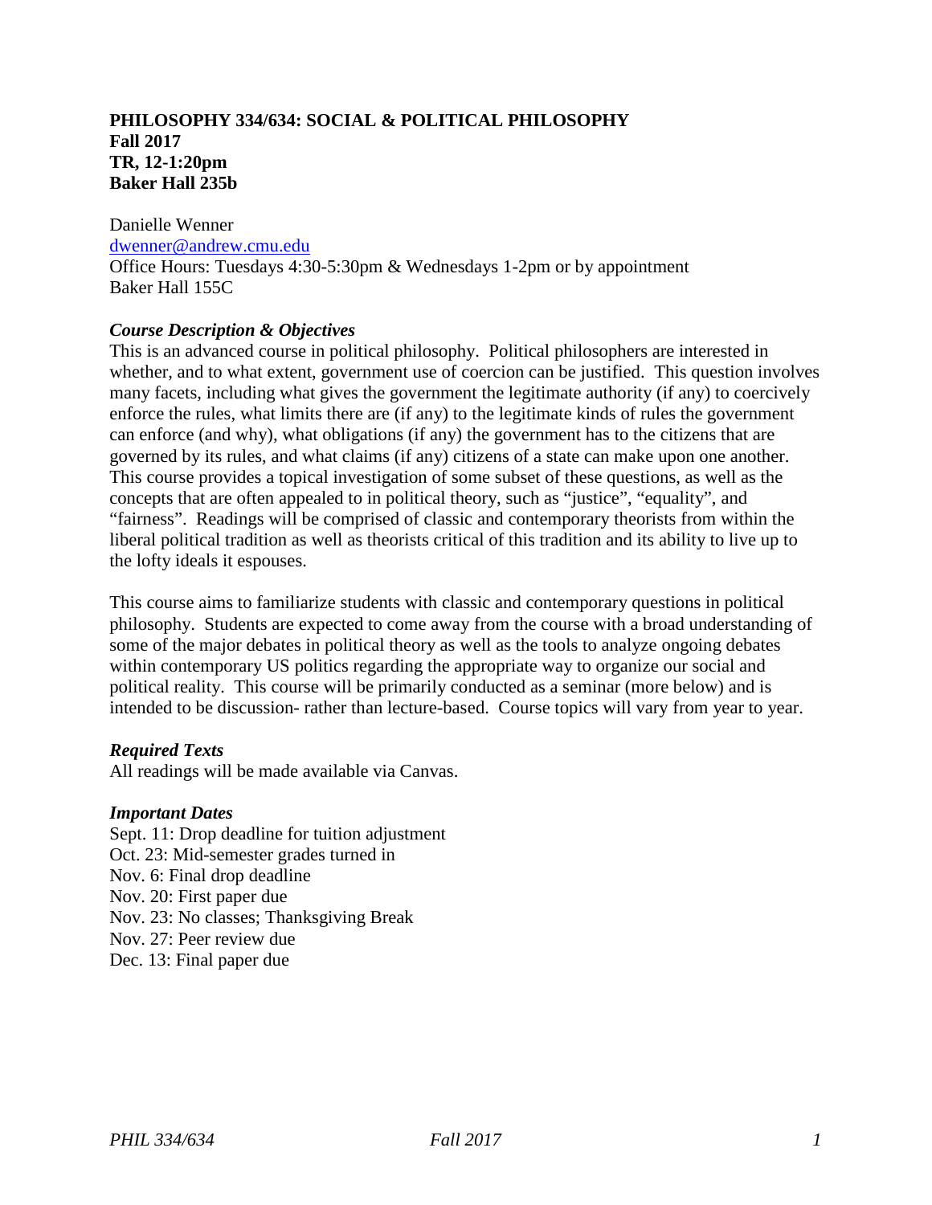**PHILOSOPHY 334/634: SOCIAL & POLITICAL PHILOSOPHY**
**Fall 2017**
**TR, 12-1:20pm**
**Baker Hall 235b**

Danielle Wenner
dwenner@andrew.cmu.edu
Office Hours: Tuesdays 4:30-5:30pm & Wednesdays 1-2pm or by appointment
Baker Hall 155C

### *Course Description & Objectives*

This is an advanced course in political philosophy. Political philosophers are interested in whether, and to what extent, government use of coercion can be justified. This question involves many facets, including what gives the government the legitimate authority (if any) to coercively enforce the rules, what limits there are (if any) to the legitimate kinds of rules the government can enforce (and why), what obligations (if any) the government has to the citizens that are governed by its rules, and what claims (if any) citizens of a state can make upon one another. This course provides a topical investigation of some subset of these questions, as well as the concepts that are often appealed to in political theory, such as "justice", "equality", and "fairness". Readings will be comprised of classic and contemporary theorists from within the liberal political tradition as well as theorists critical of this tradition and its ability to live up to the lofty ideals it espouses.

This course aims to familiarize students with classic and contemporary questions in political philosophy. Students are expected to come away from the course with a broad understanding of some of the major debates in political theory as well as the tools to analyze ongoing debates within contemporary US politics regarding the appropriate way to organize our social and political reality. This course will be primarily conducted as a seminar (more below) and is intended to be discussion- rather than lecture-based. Course topics will vary from year to year.

### *Required Texts*

All readings will be made available via Canvas.

### *Important Dates*

Sept. 11: Drop deadline for tuition adjustment
Oct. 23: Mid-semester grades turned in
Nov. 6: Final drop deadline
Nov. 20: First paper due
Nov. 23: No classes; Thanksgiving Break
Nov. 27: Peer review due
Dec. 13: Final paper due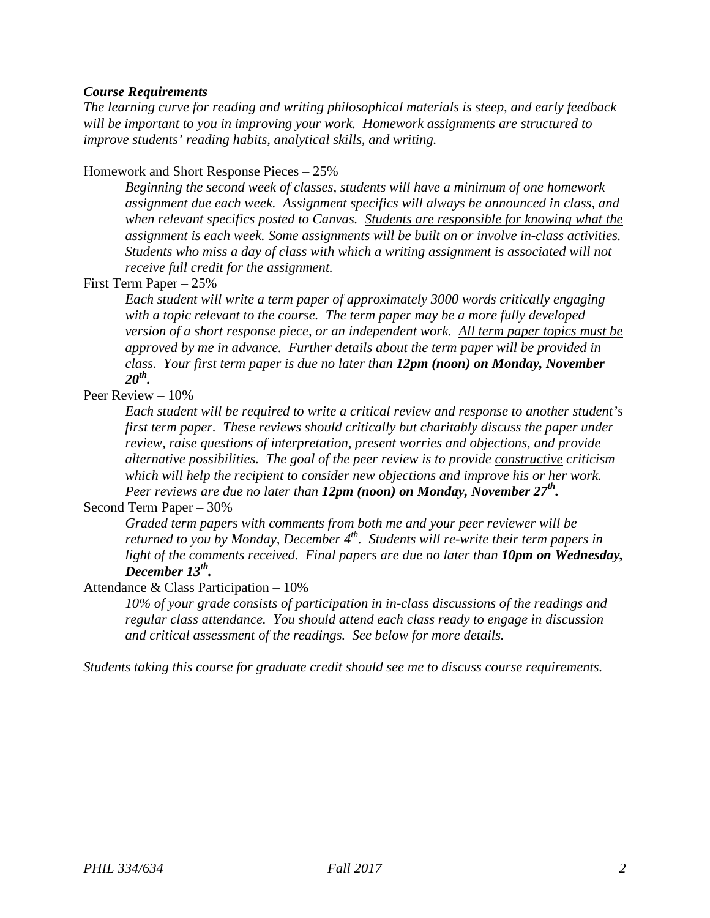***Course Requirements***

*The learning curve for reading and writing philosophical materials is steep, and early feedback will be important to you in improving your work. Homework assignments are structured to improve students' reading habits, analytical skills, and writing.*

Homework and Short Response Pieces – 25%

> *Beginning the second week of classes, students will have a minimum of one homework assignment due each week. Assignment specifics will always be announced in class, and when relevant specifics posted to Canvas. <u>Students are responsible for knowing what the assignment is each week</u>. Some assignments will be built on or involve in-class activities. Students who miss a day of class with which a writing assignment is associated will not receive full credit for the assignment.*

First Term Paper – 25%

> *Each student will write a term paper of approximately 3000 words critically engaging with a topic relevant to the course. The term paper may be a more fully developed version of a short response piece, or an independent work. <u>All term paper topics must be approved by me in advance.</u> Further details about the term paper will be provided in class. Your first term paper is due no later than **12pm (noon) on Monday, November 20th.***

Peer Review – 10%

> *Each student will be required to write a critical review and response to another student's first term paper. These reviews should critically but charitably discuss the paper under review, raise questions of interpretation, present worries and objections, and provide alternative possibilities. The goal of the peer review is to provide <u>constructive</u> criticism which will help the recipient to consider new objections and improve his or her work. Peer reviews are due no later than **12pm (noon) on Monday, November 27th.***

Second Term Paper – 30%

> *Graded term papers with comments from both me and your peer reviewer will be returned to you by Monday, December 4th. Students will re-write their term papers in light of the comments received. Final papers are due no later than **10pm on Wednesday, December 13th.***

Attendance & Class Participation – 10%

> *10% of your grade consists of participation in in-class discussions of the readings and regular class attendance. You should attend each class ready to engage in discussion and critical assessment of the readings. See below for more details.*

*Students taking this course for graduate credit should see me to discuss course requirements.*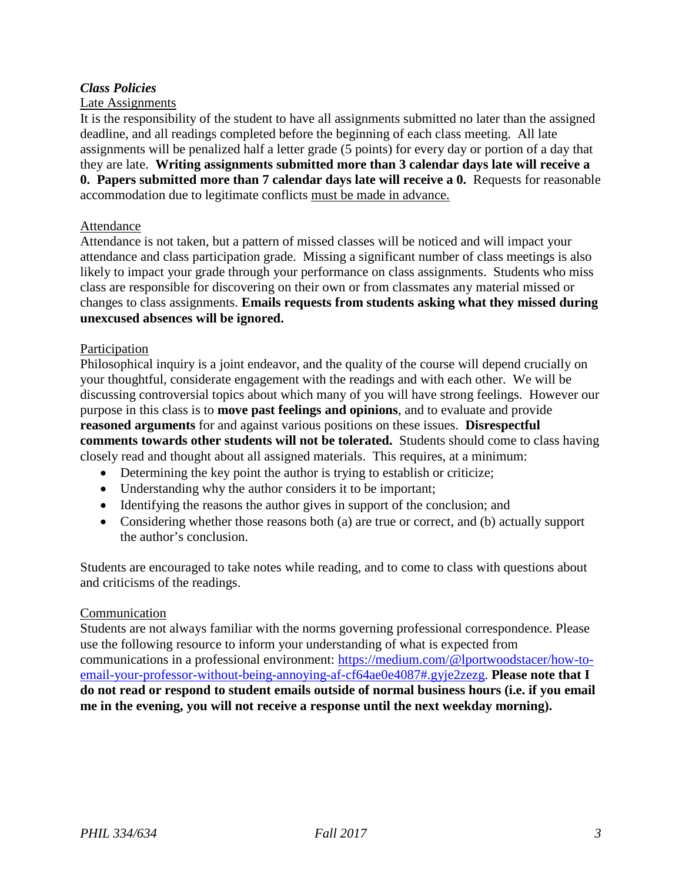## *Class Policies*

### Late Assignments

It is the responsibility of the student to have all assignments submitted no later than the assigned deadline, and all readings completed before the beginning of each class meeting. All late assignments will be penalized half a letter grade (5 points) for every day or portion of a day that they are late. **Writing assignments submitted more than 3 calendar days late will receive a 0. Papers submitted more than 7 calendar days late will receive a 0.** Requests for reasonable accommodation due to legitimate conflicts must be made in advance.

### Attendance

Attendance is not taken, but a pattern of missed classes will be noticed and will impact your attendance and class participation grade. Missing a significant number of class meetings is also likely to impact your grade through your performance on class assignments. Students who miss class are responsible for discovering on their own or from classmates any material missed or changes to class assignments. **Emails requests from students asking what they missed during unexcused absences will be ignored.**

### Participation

Philosophical inquiry is a joint endeavor, and the quality of the course will depend crucially on your thoughtful, considerate engagement with the readings and with each other. We will be discussing controversial topics about which many of you will have strong feelings. However our purpose in this class is to **move past feelings and opinions**, and to evaluate and provide **reasoned arguments** for and against various positions on these issues. **Disrespectful comments towards other students will not be tolerated.** Students should come to class having closely read and thought about all assigned materials. This requires, at a minimum:

- Determining the key point the author is trying to establish or criticize;
- Understanding why the author considers it to be important;
- Identifying the reasons the author gives in support of the conclusion; and
- Considering whether those reasons both (a) are true or correct, and (b) actually support the author's conclusion.

Students are encouraged to take notes while reading, and to come to class with questions about and criticisms of the readings.

### Communication

Students are not always familiar with the norms governing professional correspondence. Please use the following resource to inform your understanding of what is expected from communications in a professional environment: https://medium.com/@lportwoodstacer/how-to-email-your-professor-without-being-annoying-af-cf64ae0e4087#.gyje2zezg. **Please note that I do not read or respond to student emails outside of normal business hours (i.e. if you email me in the evening, you will not receive a response until the next weekday morning).**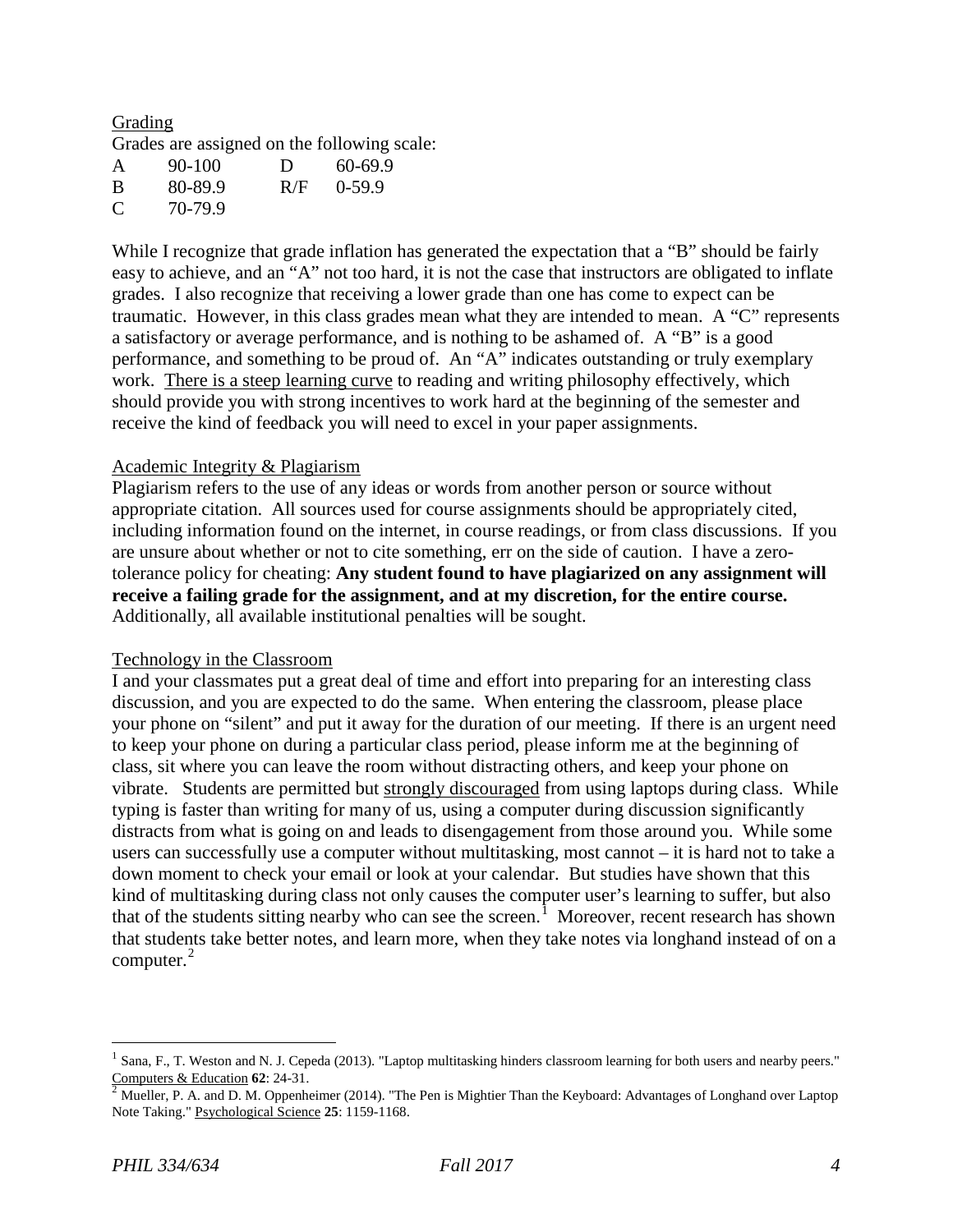## Grading

Grades are assigned on the following scale:

| | | | |
|---|---|---|---|
| A | 90-100 | D | 60-69.9 |
| B | 80-89.9 | R/F | 0-59.9 |
| C | 70-79.9 | | |

While I recognize that grade inflation has generated the expectation that a "B" should be fairly easy to achieve, and an "A" not too hard, it is not the case that instructors are obligated to inflate grades. I also recognize that receiving a lower grade than one has come to expect can be traumatic. However, in this class grades mean what they are intended to mean. A "C" represents a satisfactory or average performance, and is nothing to be ashamed of. A "B" is a good performance, and something to be proud of. An "A" indicates outstanding or truly exemplary work. <u>There is a steep learning curve</u> to reading and writing philosophy effectively, which should provide you with strong incentives to work hard at the beginning of the semester and receive the kind of feedback you will need to excel in your paper assignments.

## Academic Integrity & Plagiarism

Plagiarism refers to the use of any ideas or words from another person or source without appropriate citation. All sources used for course assignments should be appropriately cited, including information found on the internet, in course readings, or from class discussions. If you are unsure about whether or not to cite something, err on the side of caution. I have a zero-tolerance policy for cheating: **Any student found to have plagiarized on any assignment will receive a failing grade for the assignment, and at my discretion, for the entire course.** Additionally, all available institutional penalties will be sought.

## Technology in the Classroom

I and your classmates put a great deal of time and effort into preparing for an interesting class discussion, and you are expected to do the same. When entering the classroom, please place your phone on "silent" and put it away for the duration of our meeting. If there is an urgent need to keep your phone on during a particular class period, please inform me at the beginning of class, sit where you can leave the room without distracting others, and keep your phone on vibrate. Students are permitted but <u>strongly discouraged</u> from using laptops during class. While typing is faster than writing for many of us, using a computer during discussion significantly distracts from what is going on and leads to disengagement from those around you. While some users can successfully use a computer without multitasking, most cannot – it is hard not to take a down moment to check your email or look at your calendar. But studies have shown that this kind of multitasking during class not only causes the computer user's learning to suffer, but also that of the students sitting nearby who can see the screen.[1] Moreover, recent research has shown that students take better notes, and learn more, when they take notes via longhand instead of on a computer.[2]

---

[1] Sana, F., T. Weston and N. J. Cepeda (2013). "Laptop multitasking hinders classroom learning for both users and nearby peers." <u>Computers & Education</u> **62**: 24-31.

[2] Mueller, P. A. and D. M. Oppenheimer (2014). "The Pen is Mightier Than the Keyboard: Advantages of Longhand over Laptop Note Taking." <u>Psychological Science</u> **25**: 1159-1168.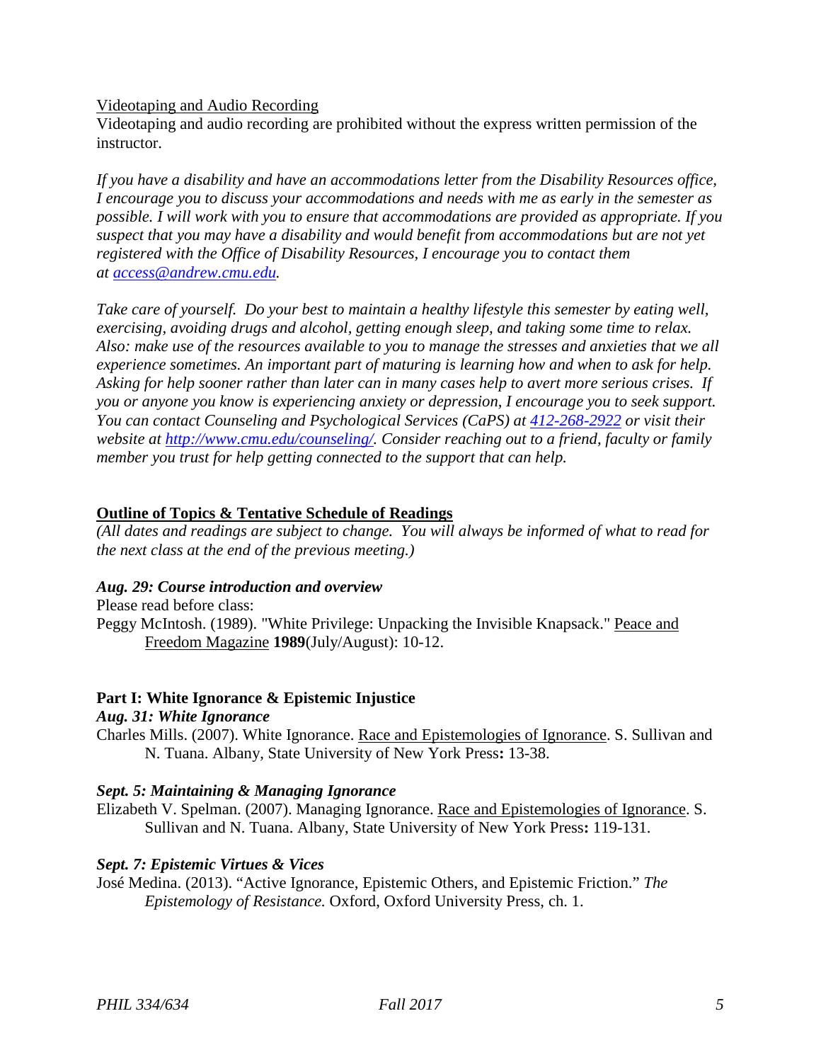Videotaping and Audio Recording

Videotaping and audio recording are prohibited without the express written permission of the instructor.

*If you have a disability and have an accommodations letter from the Disability Resources office, I encourage you to discuss your accommodations and needs with me as early in the semester as possible. I will work with you to ensure that accommodations are provided as appropriate. If you suspect that you may have a disability and would benefit from accommodations but are not yet registered with the Office of Disability Resources, I encourage you to contact them at access@andrew.cmu.edu.*

*Take care of yourself. Do your best to maintain a healthy lifestyle this semester by eating well, exercising, avoiding drugs and alcohol, getting enough sleep, and taking some time to relax. Also: make use of the resources available to you to manage the stresses and anxieties that we all experience sometimes. An important part of maturing is learning how and when to ask for help. Asking for help sooner rather than later can in many cases help to avert more serious crises. If you or anyone you know is experiencing anxiety or depression, I encourage you to seek support. You can contact Counseling and Psychological Services (CaPS) at 412-268-2922 or visit their website at http://www.cmu.edu/counseling/. Consider reaching out to a friend, faculty or family member you trust for help getting connected to the support that can help.*

## Outline of Topics & Tentative Schedule of Readings

*(All dates and readings are subject to change. You will always be informed of what to read for the next class at the end of the previous meeting.)*

### *Aug. 29: Course introduction and overview*

Please read before class:

Peggy McIntosh. (1989). "White Privilege: Unpacking the Invisible Knapsack." Peace and Freedom Magazine **1989**(July/August): 10-12.

## Part I: White Ignorance & Epistemic Injustice

### *Aug. 31: White Ignorance*

Charles Mills. (2007). White Ignorance. Race and Epistemologies of Ignorance. S. Sullivan and N. Tuana. Albany, State University of New York Press**:** 13-38.

### *Sept. 5: Maintaining & Managing Ignorance*

Elizabeth V. Spelman. (2007). Managing Ignorance. Race and Epistemologies of Ignorance. S. Sullivan and N. Tuana. Albany, State University of New York Press**:** 119-131.

### *Sept. 7: Epistemic Virtues & Vices*

José Medina. (2013). "Active Ignorance, Epistemic Others, and Epistemic Friction." *The Epistemology of Resistance.* Oxford, Oxford University Press, ch. 1.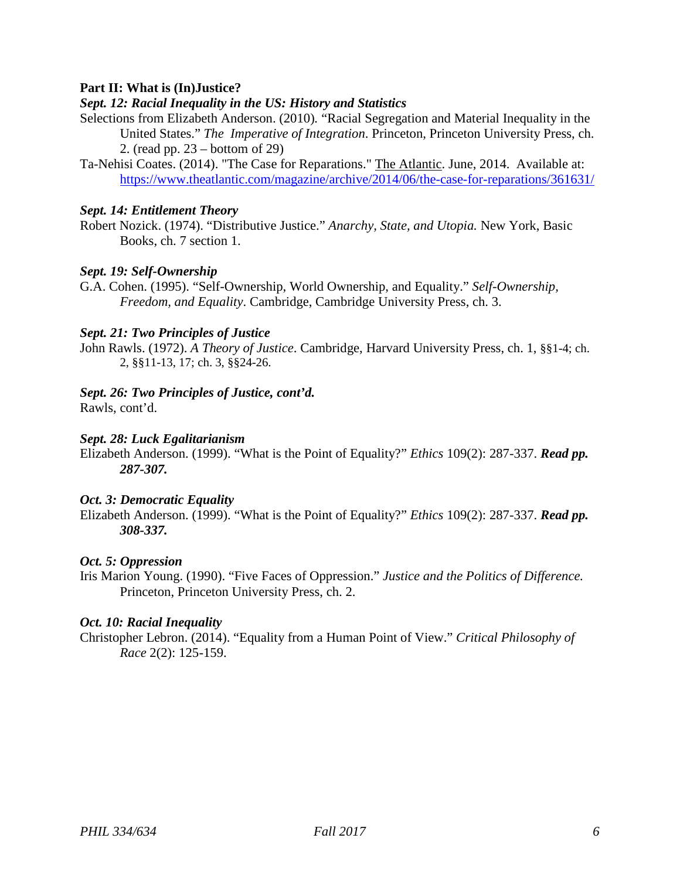**Part II: What is (In)Justice?**

***Sept. 12: Racial Inequality in the US: History and Statistics***

Selections from Elizabeth Anderson. (2010). "Racial Segregation and Material Inequality in the United States." *The Imperative of Integration*. Princeton, Princeton University Press, ch. 2. (read pp. 23 – bottom of 29)

Ta-Nehisi Coates. (2014). "The Case for Reparations." The Atlantic. June, 2014. Available at: https://www.theatlantic.com/magazine/archive/2014/06/the-case-for-reparations/361631/

***Sept. 14: Entitlement Theory***

Robert Nozick. (1974). "Distributive Justice." *Anarchy, State, and Utopia.* New York, Basic Books, ch. 7 section 1.

***Sept. 19: Self-Ownership***

G.A. Cohen. (1995). "Self-Ownership, World Ownership, and Equality." *Self-Ownership, Freedom, and Equality*. Cambridge, Cambridge University Press, ch. 3.

***Sept. 21: Two Principles of Justice***

John Rawls. (1972). *A Theory of Justice*. Cambridge, Harvard University Press, ch. 1, §§1-4; ch. 2, §§11-13, 17; ch. 3, §§24-26.

***Sept. 26: Two Principles of Justice, cont'd.***

Rawls, cont'd.

***Sept. 28: Luck Egalitarianism***

Elizabeth Anderson. (1999). "What is the Point of Equality?" *Ethics* 109(2): 287-337. ***Read pp. 287-307.***

***Oct. 3: Democratic Equality***

Elizabeth Anderson. (1999). "What is the Point of Equality?" *Ethics* 109(2): 287-337. ***Read pp. 308-337.***

***Oct. 5: Oppression***

Iris Marion Young. (1990). "Five Faces of Oppression." *Justice and the Politics of Difference.* Princeton, Princeton University Press, ch. 2.

***Oct. 10: Racial Inequality***

Christopher Lebron. (2014). "Equality from a Human Point of View." *Critical Philosophy of Race* 2(2): 125-159.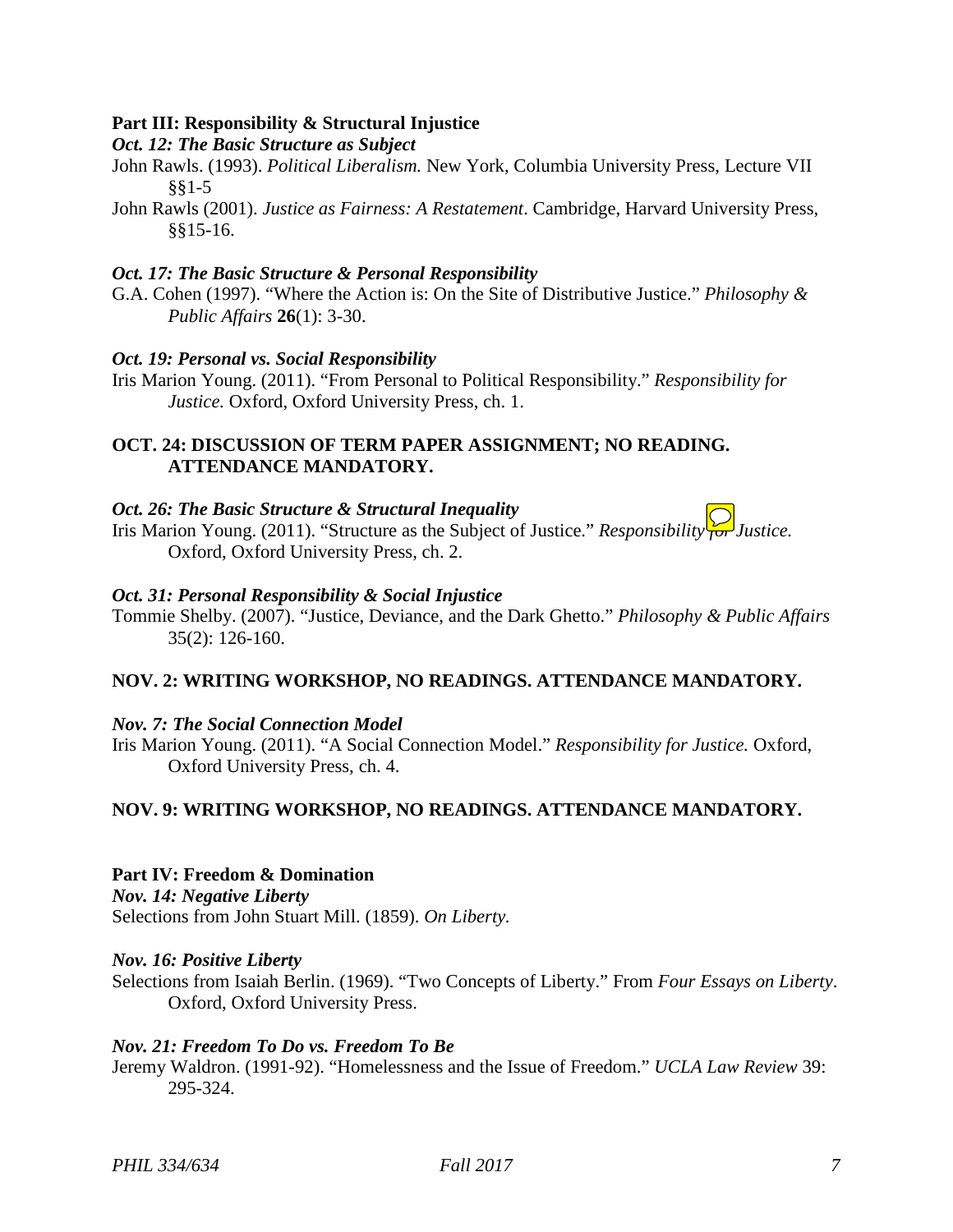**Part III: Responsibility & Structural Injustice**

***Oct. 12: The Basic Structure as Subject***

John Rawls. (1993). *Political Liberalism.* New York, Columbia University Press, Lecture VII §§1-5

John Rawls (2001). *Justice as Fairness: A Restatement*. Cambridge, Harvard University Press, §§15-16.

***Oct. 17: The Basic Structure & Personal Responsibility***

G.A. Cohen (1997). "Where the Action is: On the Site of Distributive Justice." *Philosophy & Public Affairs* **26**(1): 3-30.

***Oct. 19: Personal vs. Social Responsibility***

Iris Marion Young. (2011). "From Personal to Political Responsibility." *Responsibility for Justice.* Oxford, Oxford University Press, ch. 1.

**OCT. 24: DISCUSSION OF TERM PAPER ASSIGNMENT; NO READING. ATTENDANCE MANDATORY.**

***Oct. 26: The Basic Structure & Structural Inequality***

Iris Marion Young. (2011). "Structure as the Subject of Justice." *Responsibility for Justice.* Oxford, Oxford University Press, ch. 2.

***Oct. 31: Personal Responsibility & Social Injustice***

Tommie Shelby. (2007). "Justice, Deviance, and the Dark Ghetto." *Philosophy & Public Affairs* 35(2): 126-160.

**NOV. 2: WRITING WORKSHOP, NO READINGS. ATTENDANCE MANDATORY.**

***Nov. 7: The Social Connection Model***

Iris Marion Young. (2011). "A Social Connection Model." *Responsibility for Justice.* Oxford, Oxford University Press, ch. 4.

**NOV. 9: WRITING WORKSHOP, NO READINGS. ATTENDANCE MANDATORY.**

**Part IV: Freedom & Domination**

***Nov. 14: Negative Liberty***

Selections from John Stuart Mill. (1859). *On Liberty.*

***Nov. 16: Positive Liberty***

Selections from Isaiah Berlin. (1969). "Two Concepts of Liberty." From *Four Essays on Liberty*. Oxford, Oxford University Press.

***Nov. 21: Freedom To Do vs. Freedom To Be***

Jeremy Waldron. (1991-92). "Homelessness and the Issue of Freedom." *UCLA Law Review* 39: 295-324.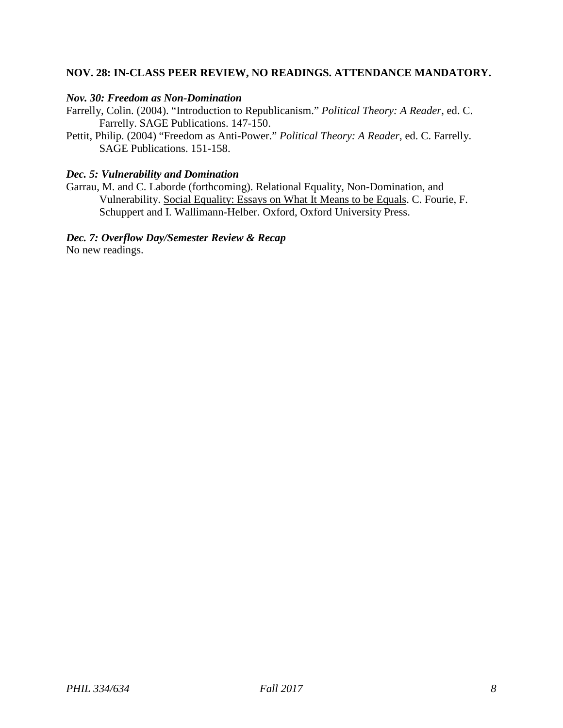**NOV. 28: IN-CLASS PEER REVIEW, NO READINGS. ATTENDANCE MANDATORY.**

***Nov. 30: Freedom as Non-Domination***

Farrelly, Colin. (2004). "Introduction to Republicanism." *Political Theory: A Reader*, ed. C. Farrelly. SAGE Publications. 147-150.

Pettit, Philip. (2004) "Freedom as Anti-Power." *Political Theory: A Reader*, ed. C. Farrelly. SAGE Publications. 151-158.

***Dec. 5: Vulnerability and Domination***

Garrau, M. and C. Laborde (forthcoming). Relational Equality, Non-Domination, and Vulnerability. <u>Social Equality: Essays on What It Means to be Equals</u>. C. Fourie, F. Schuppert and I. Wallimann-Helber. Oxford, Oxford University Press.

***Dec. 7: Overflow Day/Semester Review & Recap***

No new readings.